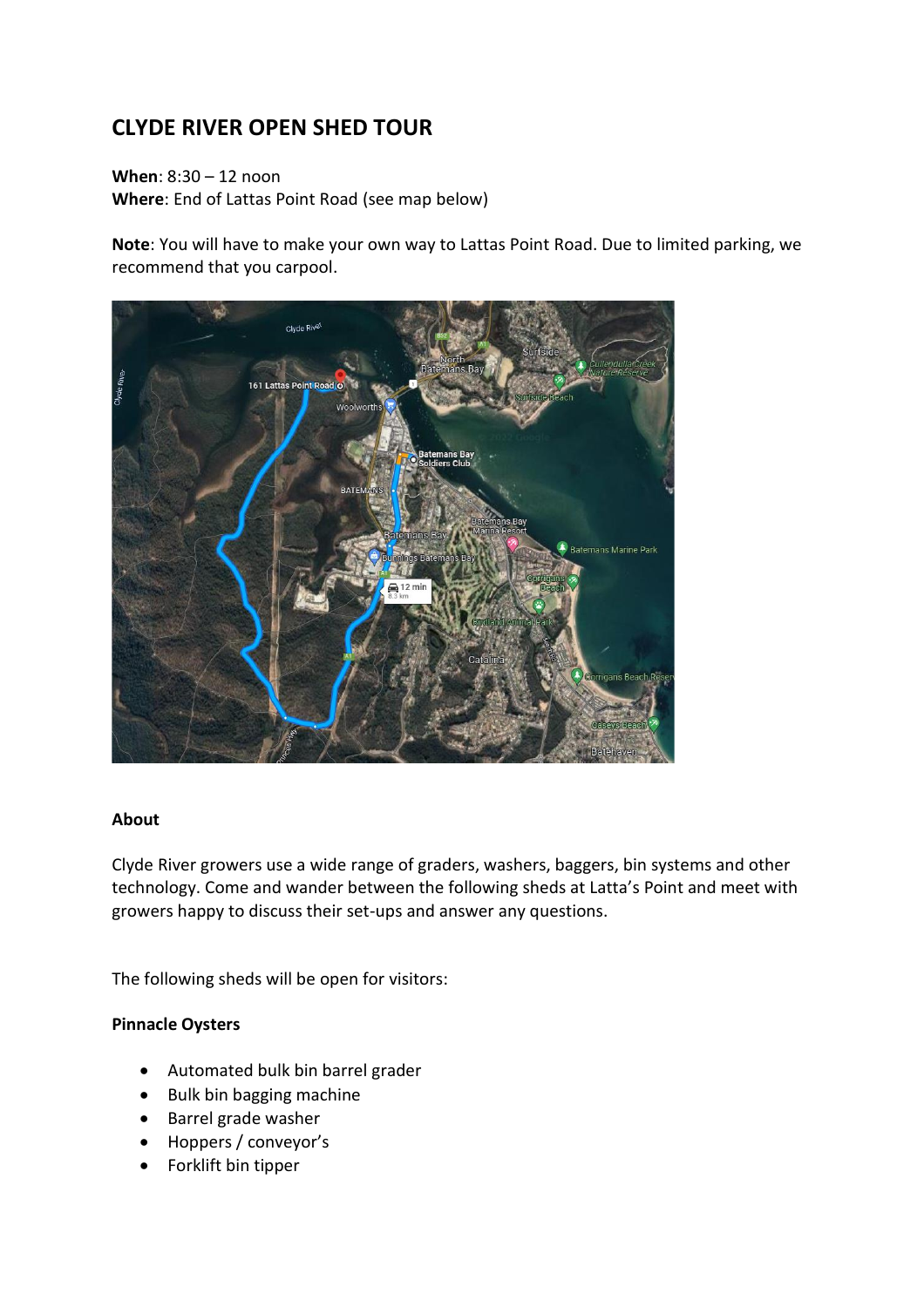# CLYDE RIVER OPEN SHED TOUR

**When**: 8:30 – 12 noon
**Where**: End of Lattas Point Road (see map below)

**Note**: You will have to make your own way to Lattas Point Road. Due to limited parking, we recommend that you carpool.

### About

Clyde River growers use a wide range of graders, washers, baggers, bin systems and other technology. Come and wander between the following sheds at Latta's Point and meet with growers happy to discuss their set-ups and answer any questions.

The following sheds will be open for visitors:

### Pinnacle Oysters

- Automated bulk bin barrel grader
- Bulk bin bagging machine
- Barrel grade washer
- Hoppers / conveyor's
- Forklift bin tipper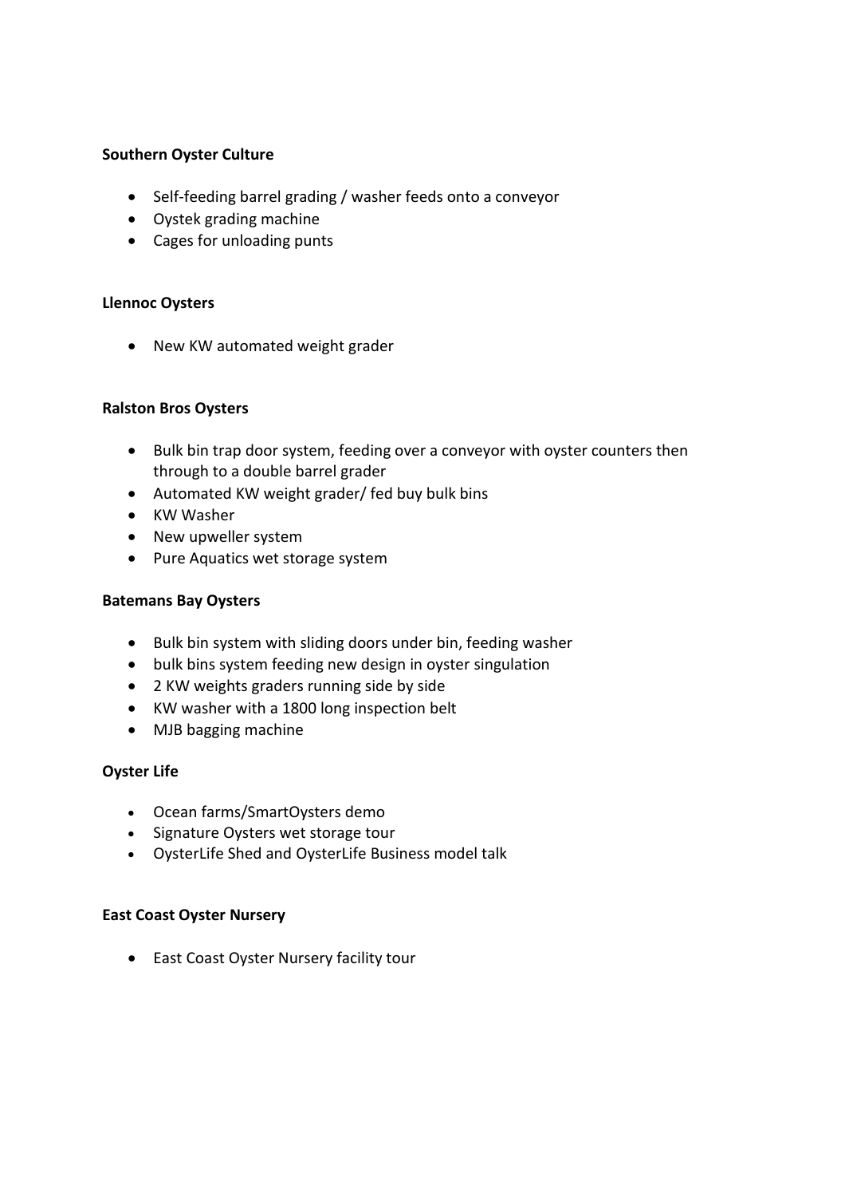**Southern Oyster Culture**

- Self-feeding barrel grading / washer feeds onto a conveyor
- Oystek grading machine
- Cages for unloading punts

**Llennoc Oysters**

- New KW automated weight grader

**Ralston Bros Oysters**

- Bulk bin trap door system, feeding over a conveyor with oyster counters then through to a double barrel grader
- Automated KW weight grader/ fed buy bulk bins
- KW Washer
- New upweller system
- Pure Aquatics wet storage system

**Batemans Bay Oysters**

- Bulk bin system with sliding doors under bin, feeding washer
- bulk bins system feeding new design in oyster singulation
- 2 KW weights graders running side by side
- KW washer with a 1800 long inspection belt
- MJB bagging machine

**Oyster Life**

- Ocean farms/SmartOysters demo
- Signature Oysters wet storage tour
- OysterLife Shed and OysterLife Business model talk

**East Coast Oyster Nursery**

- East Coast Oyster Nursery facility tour